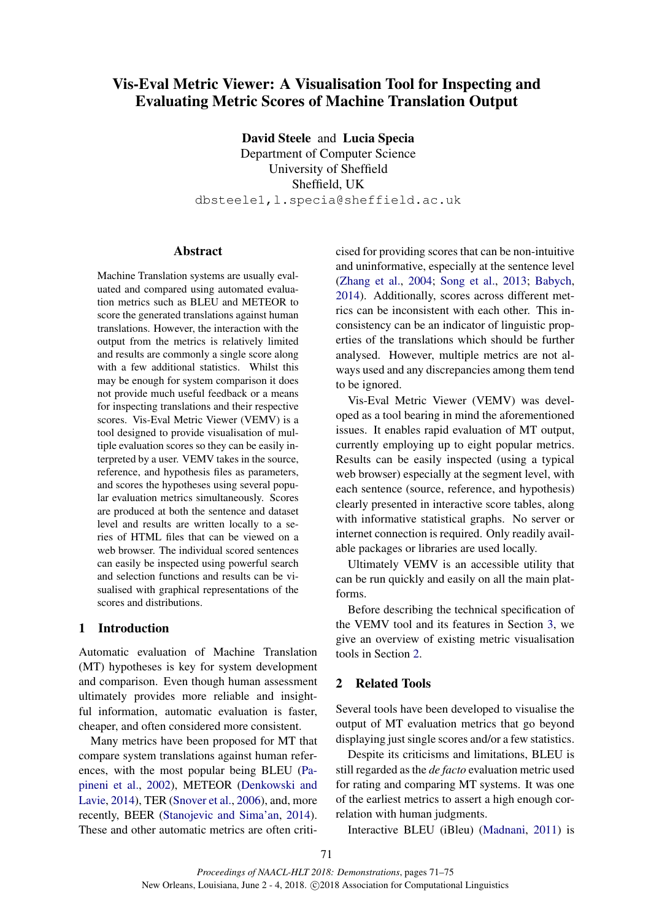# Vis-Eval Metric Viewer: A Visualisation Tool for Inspecting and Evaluating Metric Scores of Machine Translation Output

**David Steele** and **Lucia Specia**
Department of Computer Science
University of Sheffield
Sheffield, UK
dbsteele1,l.specia@sheffield.ac.uk

## Abstract

Machine Translation systems are usually evaluated and compared using automated evaluation metrics such as BLEU and METEOR to score the generated translations against human translations. However, the interaction with the output from the metrics is relatively limited and results are commonly a single score along with a few additional statistics. Whilst this may be enough for system comparison it does not provide much useful feedback or a means for inspecting translations and their respective scores. Vis-Eval Metric Viewer (VEMV) is a tool designed to provide visualisation of multiple evaluation scores so they can be easily interpreted by a user. VEMV takes in the source, reference, and hypothesis files as parameters, and scores the hypotheses using several popular evaluation metrics simultaneously. Scores are produced at both the sentence and dataset level and results are written locally to a series of HTML files that can be viewed on a web browser. The individual scored sentences can easily be inspected using powerful search and selection functions and results can be visualised with graphical representations of the scores and distributions.

## 1 Introduction

Automatic evaluation of Machine Translation (MT) hypotheses is key for system development and comparison. Even though human assessment ultimately provides more reliable and insightful information, automatic evaluation is faster, cheaper, and often considered more consistent.

Many metrics have been proposed for MT that compare system translations against human references, with the most popular being BLEU (Papineni et al., 2002), METEOR (Denkowski and Lavie, 2014), TER (Snover et al., 2006), and, more recently, BEER (Stanojevic and Sima'an, 2014). These and other automatic metrics are often criticised for providing scores that can be non-intuitive and uninformative, especially at the sentence level (Zhang et al., 2004; Song et al., 2013; Babych, 2014). Additionally, scores across different metrics can be inconsistent with each other. This inconsistency can be an indicator of linguistic properties of the translations which should be further analysed. However, multiple metrics are not always used and any discrepancies among them tend to be ignored.

Vis-Eval Metric Viewer (VEMV) was developed as a tool bearing in mind the aforementioned issues. It enables rapid evaluation of MT output, currently employing up to eight popular metrics. Results can be easily inspected (using a typical web browser) especially at the segment level, with each sentence (source, reference, and hypothesis) clearly presented in interactive score tables, along with informative statistical graphs. No server or internet connection is required. Only readily available packages or libraries are used locally.

Ultimately VEMV is an accessible utility that can be run quickly and easily on all the main platforms.

Before describing the technical specification of the VEMV tool and its features in Section 3, we give an overview of existing metric visualisation tools in Section 2.

## 2 Related Tools

Several tools have been developed to visualise the output of MT evaluation metrics that go beyond displaying just single scores and/or a few statistics.

Despite its criticisms and limitations, BLEU is still regarded as the *de facto* evaluation metric used for rating and comparing MT systems. It was one of the earliest metrics to assert a high enough correlation with human judgments.

Interactive BLEU (iBleu) (Madnani, 2011) is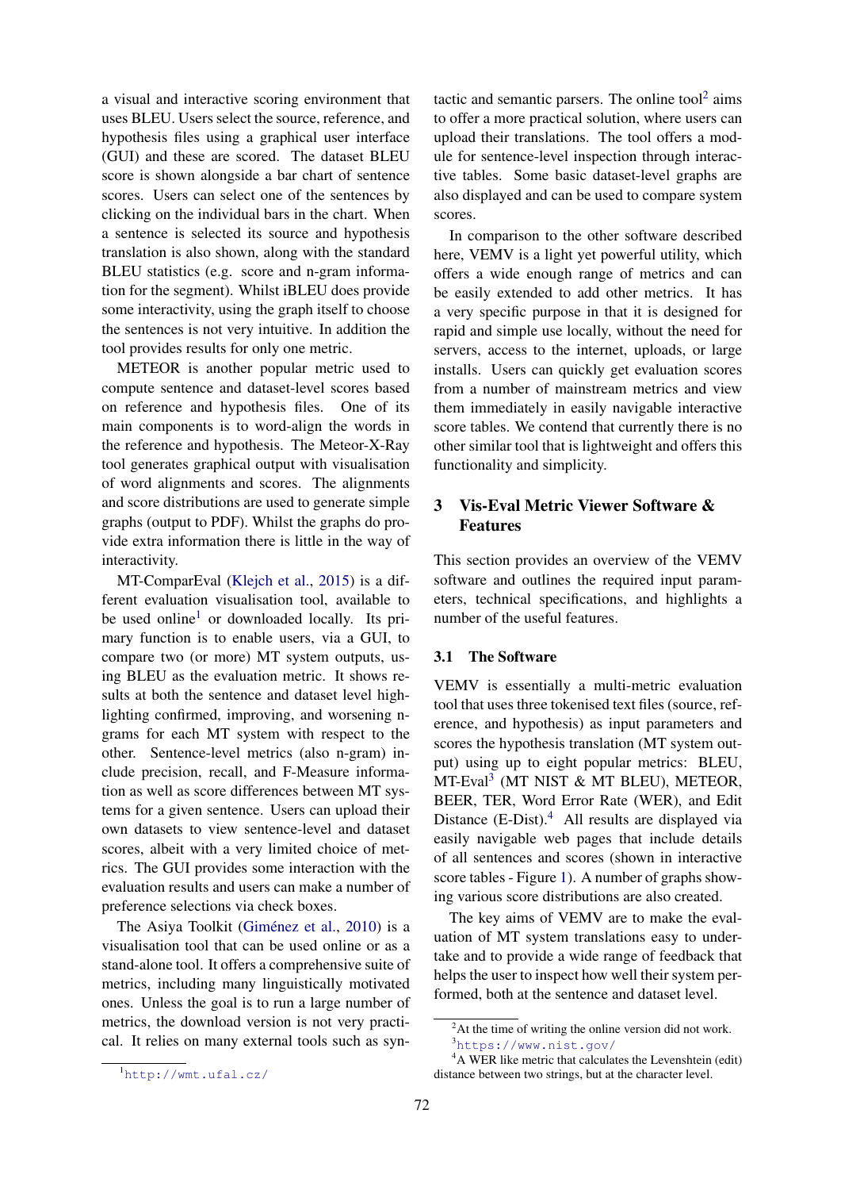a visual and interactive scoring environment that uses BLEU. Users select the source, reference, and hypothesis files using a graphical user interface (GUI) and these are scored. The dataset BLEU score is shown alongside a bar chart of sentence scores. Users can select one of the sentences by clicking on the individual bars in the chart. When a sentence is selected its source and hypothesis translation is also shown, along with the standard BLEU statistics (e.g. score and n-gram information for the segment). Whilst iBLEU does provide some interactivity, using the graph itself to choose the sentences is not very intuitive. In addition the tool provides results for only one metric.

METEOR is another popular metric used to compute sentence and dataset-level scores based on reference and hypothesis files. One of its main components is to word-align the words in the reference and hypothesis. The Meteor-X-Ray tool generates graphical output with visualisation of word alignments and scores. The alignments and score distributions are used to generate simple graphs (output to PDF). Whilst the graphs do provide extra information there is little in the way of interactivity.

MT-ComparEval (Klejch et al., 2015) is a different evaluation visualisation tool, available to be used online[1] or downloaded locally. Its primary function is to enable users, via a GUI, to compare two (or more) MT system outputs, using BLEU as the evaluation metric. It shows results at both the sentence and dataset level highlighting confirmed, improving, and worsening n-grams for each MT system with respect to the other. Sentence-level metrics (also n-gram) include precision, recall, and F-Measure information as well as score differences between MT systems for a given sentence. Users can upload their own datasets to view sentence-level and dataset scores, albeit with a very limited choice of metrics. The GUI provides some interaction with the evaluation results and users can make a number of preference selections via check boxes.

The Asiya Toolkit (Giménez et al., 2010) is a visualisation tool that can be used online or as a stand-alone tool. It offers a comprehensive suite of metrics, including many linguistically motivated ones. Unless the goal is to run a large number of metrics, the download version is not very practical. It relies on many external tools such as syntactic and semantic parsers. The online tool[2] aims to offer a more practical solution, where users can upload their translations. The tool offers a module for sentence-level inspection through interactive tables. Some basic dataset-level graphs are also displayed and can be used to compare system scores.

In comparison to the other software described here, VEMV is a light yet powerful utility, which offers a wide enough range of metrics and can be easily extended to add other metrics. It has a very specific purpose in that it is designed for rapid and simple use locally, without the need for servers, access to the internet, uploads, or large installs. Users can quickly get evaluation scores from a number of mainstream metrics and view them immediately in easily navigable interactive score tables. We contend that currently there is no other similar tool that is lightweight and offers this functionality and simplicity.

## 3 Vis-Eval Metric Viewer Software & Features

This section provides an overview of the VEMV software and outlines the required input parameters, technical specifications, and highlights a number of the useful features.

### 3.1 The Software

VEMV is essentially a multi-metric evaluation tool that uses three tokenised text files (source, reference, and hypothesis) as input parameters and scores the hypothesis translation (MT system output) using up to eight popular metrics: BLEU, MT-Eval[3] (MT NIST & MT BLEU), METEOR, BEER, TER, Word Error Rate (WER), and Edit Distance (E-Dist).[4] All results are displayed via easily navigable web pages that include details of all sentences and scores (shown in interactive score tables - Figure 1). A number of graphs showing various score distributions are also created.

The key aims of VEMV are to make the evaluation of MT system translations easy to undertake and to provide a wide range of feedback that helps the user to inspect how well their system performed, both at the sentence and dataset level.

[1] http://wmt.ufal.cz/

[2] At the time of writing the online version did not work.

[3] https://www.nist.gov/

[4] A WER like metric that calculates the Levenshtein (edit) distance between two strings, but at the character level.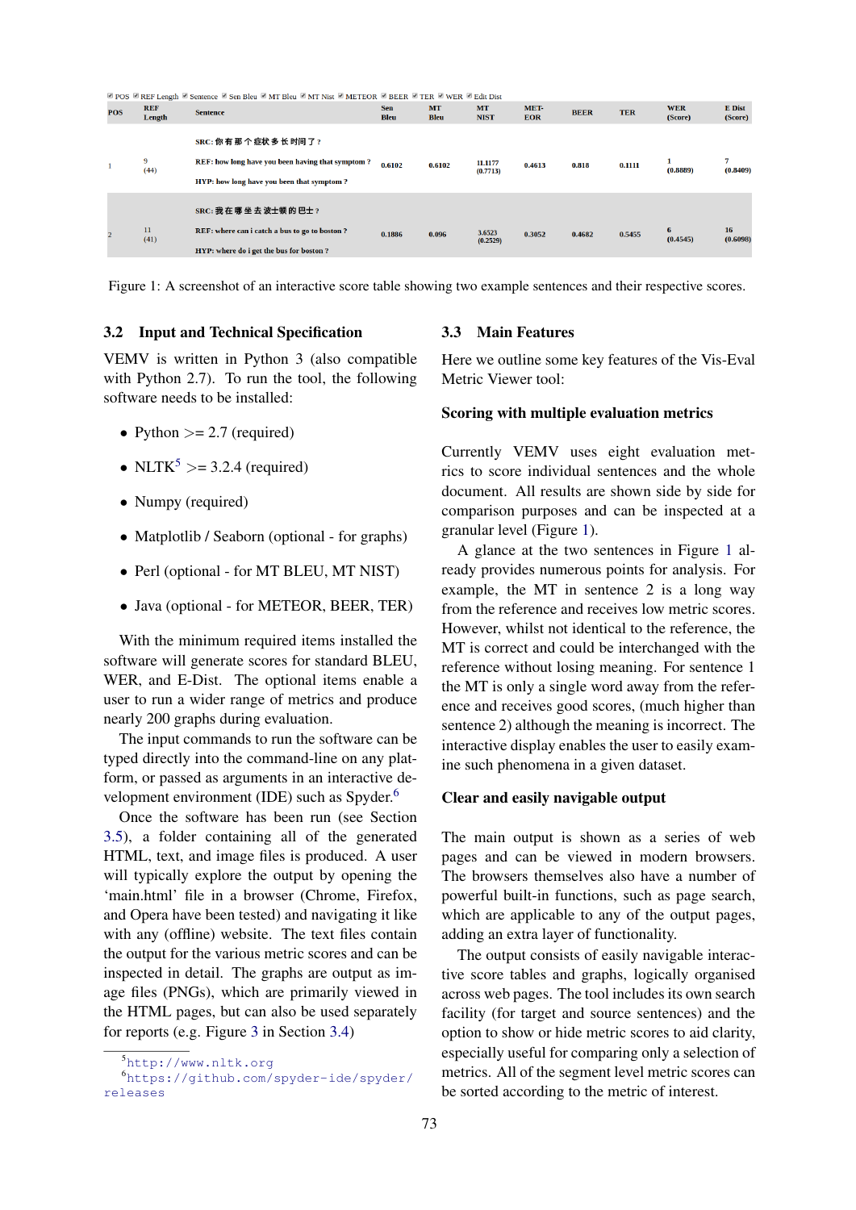☑ POS ☑ REF Length ☑ Sentence ☑ Sen Bleu ☑ MT Bleu ☑ MT Nist ☑ METEOR ☑ BEER ☑ TER ☑ WER ☑ Edit Dist

| POS | REF Length | Sentence | Sen Bleu | MT Bleu | MT NIST | METEOR | BEER | TER | WER (Score) | E Dist (Score) |
|---|---|---|---|---|---|---|---|---|---|---|
| 1 | 9 (44) | SRC: 你有那个症状多长时间了？ REF: how long have you been having that symptom ? HYP: how long have you been that symptom ? | 0.6102 | 0.6102 | 11.1177 (0.7713) | 0.4613 | 0.818 | 0.1111 | 1 (0.8889) | 7 (0.8409) |
| 2 | 11 (41) | SRC: 我在哪坐去波士顿的巴士？ REF: where can i catch a bus to go to boston ? HYP: where do i get the bus for boston ? | 0.1886 | 0.096 | 3.6523 (0.2529) | 0.3052 | 0.4682 | 0.5455 | 6 (0.4545) | 16 (0.6098) |

Figure 1: A screenshot of an interactive score table showing two example sentences and their respective scores.

### 3.2 Input and Technical Specification

VEMV is written in Python 3 (also compatible with Python 2.7). To run the tool, the following software needs to be installed:

- Python >= 2.7 (required)
- NLTK[5] >= 3.2.4 (required)
- Numpy (required)
- Matplotlib / Seaborn (optional - for graphs)
- Perl (optional - for MT BLEU, MT NIST)
- Java (optional - for METEOR, BEER, TER)

With the minimum required items installed the software will generate scores for standard BLEU, WER, and E-Dist. The optional items enable a user to run a wider range of metrics and produce nearly 200 graphs during evaluation.

The input commands to run the software can be typed directly into the command-line on any platform, or passed as arguments in an interactive development environment (IDE) such as Spyder.[6]

Once the software has been run (see Section 3.5), a folder containing all of the generated HTML, text, and image files is produced. A user will typically explore the output by opening the 'main.html' file in a browser (Chrome, Firefox, and Opera have been tested) and navigating it like with any (offline) website. The text files contain the output for the various metric scores and can be inspected in detail. The graphs are output as image files (PNGs), which are primarily viewed in the HTML pages, but can also be used separately for reports (e.g. Figure 3 in Section 3.4)

[5] http://www.nltk.org

[6] https://github.com/spyder-ide/spyder/releases

### 3.3 Main Features

Here we outline some key features of the Vis-Eval Metric Viewer tool:

**Scoring with multiple evaluation metrics**

Currently VEMV uses eight evaluation metrics to score individual sentences and the whole document. All results are shown side by side for comparison purposes and can be inspected at a granular level (Figure 1).

A glance at the two sentences in Figure 1 already provides numerous points for analysis. For example, the MT in sentence 2 is a long way from the reference and receives low metric scores. However, whilst not identical to the reference, the MT is correct and could be interchanged with the reference without losing meaning. For sentence 1 the MT is only a single word away from the reference and receives good scores, (much higher than sentence 2) although the meaning is incorrect. The interactive display enables the user to easily examine such phenomena in a given dataset.

**Clear and easily navigable output**

The main output is shown as a series of web pages and can be viewed in modern browsers. The browsers themselves also have a number of powerful built-in functions, such as page search, which are applicable to any of the output pages, adding an extra layer of functionality.

The output consists of easily navigable interactive score tables and graphs, logically organised across web pages. The tool includes its own search facility (for target and source sentences) and the option to show or hide metric scores to aid clarity, especially useful for comparing only a selection of metrics. All of the segment level metric scores can be sorted according to the metric of interest.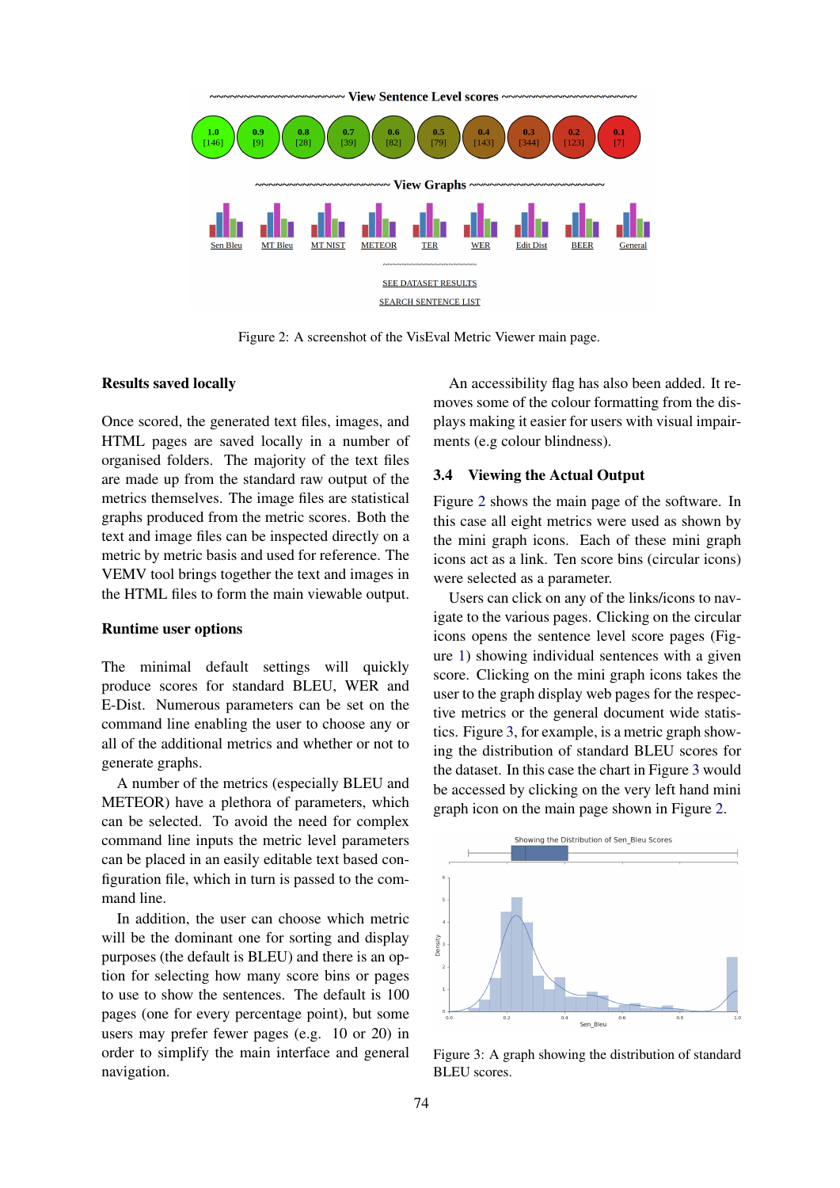Figure 2: A screenshot of the VisEval Metric Viewer main page.

**Results saved locally**

Once scored, the generated text files, images, and HTML pages are saved locally in a number of organised folders. The majority of the text files are made up from the standard raw output of the metrics themselves. The image files are statistical graphs produced from the metric scores. Both the text and image files can be inspected directly on a metric by metric basis and used for reference. The VEMV tool brings together the text and images in the HTML files to form the main viewable output.

**Runtime user options**

The minimal default settings will quickly produce scores for standard BLEU, WER and E-Dist. Numerous parameters can be set on the command line enabling the user to choose any or all of the additional metrics and whether or not to generate graphs.

A number of the metrics (especially BLEU and METEOR) have a plethora of parameters, which can be selected. To avoid the need for complex command line inputs the metric level parameters can be placed in an easily editable text based configuration file, which in turn is passed to the command line.

In addition, the user can choose which metric will be the dominant one for sorting and display purposes (the default is BLEU) and there is an option for selecting how many score bins or pages to use to show the sentences. The default is 100 pages (one for every percentage point), but some users may prefer fewer pages (e.g. 10 or 20) in order to simplify the main interface and general navigation.

An accessibility flag has also been added. It removes some of the colour formatting from the displays making it easier for users with visual impairments (e.g colour blindness).

### 3.4 Viewing the Actual Output

Figure 2 shows the main page of the software. In this case all eight metrics were used as shown by the mini graph icons. Each of these mini graph icons act as a link. Ten score bins (circular icons) were selected as a parameter.

Users can click on any of the links/icons to navigate to the various pages. Clicking on the circular icons opens the sentence level score pages (Figure 1) showing individual sentences with a given score. Clicking on the mini graph icons takes the user to the graph display web pages for the respective metrics or the general document wide statistics. Figure 3, for example, is a metric graph showing the distribution of standard BLEU scores for the dataset. In this case the chart in Figure 3 would be accessed by clicking on the very left hand mini graph icon on the main page shown in Figure 2.

Figure 3: A graph showing the distribution of standard BLEU scores.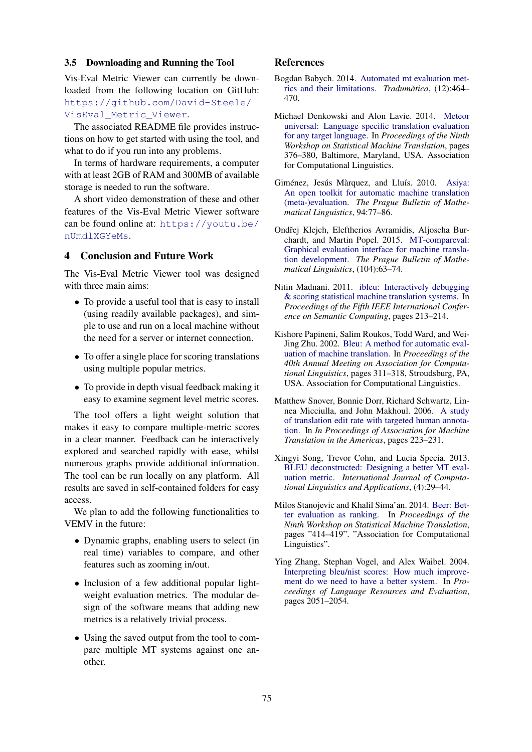### 3.5 Downloading and Running the Tool

Vis-Eval Metric Viewer can currently be downloaded from the following location on GitHub: https://github.com/David-Steele/VisEval_Metric_Viewer.

The associated README file provides instructions on how to get started with using the tool, and what to do if you run into any problems.

In terms of hardware requirements, a computer with at least 2GB of RAM and 300MB of available storage is needed to run the software.

A short video demonstration of these and other features of the Vis-Eval Metric Viewer software can be found online at: https://youtu.be/nUmdlXGYeMs.

## 4 Conclusion and Future Work

The Vis-Eval Metric Viewer tool was designed with three main aims:

- To provide a useful tool that is easy to install (using readily available packages), and simple to use and run on a local machine without the need for a server or internet connection.
- To offer a single place for scoring translations using multiple popular metrics.
- To provide in depth visual feedback making it easy to examine segment level metric scores.

The tool offers a light weight solution that makes it easy to compare multiple-metric scores in a clear manner. Feedback can be interactively explored and searched rapidly with ease, whilst numerous graphs provide additional information. The tool can be run locally on any platform. All results are saved in self-contained folders for easy access.

We plan to add the following functionalities to VEMV in the future:

- Dynamic graphs, enabling users to select (in real time) variables to compare, and other features such as zooming in/out.
- Inclusion of a few additional popular lightweight evaluation metrics. The modular design of the software means that adding new metrics is a relatively trivial process.
- Using the saved output from the tool to compare multiple MT systems against one another.

## References

Bogdan Babych. 2014. Automated mt evaluation metrics and their limitations. *Tradumàtica*, (12):464–470.

Michael Denkowski and Alon Lavie. 2014. Meteor universal: Language specific translation evaluation for any target language. In *Proceedings of the Ninth Workshop on Statistical Machine Translation*, pages 376–380, Baltimore, Maryland, USA. Association for Computational Linguistics.

Giménez, Jesús Màrquez, and Lluís. 2010. Asiya: An open toolkit for automatic machine translation (meta-)evaluation. *The Prague Bulletin of Mathematical Linguistics*, 94:77–86.

Ondřej Klejch, Eleftherios Avramidis, Aljoscha Burchardt, and Martin Popel. 2015. MT-compareval: Graphical evaluation interface for machine translation development. *The Prague Bulletin of Mathematical Linguistics*, (104):63–74.

Nitin Madnani. 2011. ibleu: Interactively debugging & scoring statistical machine translation systems. In *Proceedings of the Fifth IEEE International Conference on Semantic Computing*, pages 213–214.

Kishore Papineni, Salim Roukos, Todd Ward, and Wei-Jing Zhu. 2002. Bleu: A method for automatic evaluation of machine translation. In *Proceedings of the 40th Annual Meeting on Association for Computational Linguistics*, pages 311–318, Stroudsburg, PA, USA. Association for Computational Linguistics.

Matthew Snover, Bonnie Dorr, Richard Schwartz, Linnea Micciulla, and John Makhoul. 2006. A study of translation edit rate with targeted human annotation. In *In Proceedings of Association for Machine Translation in the Americas*, pages 223–231.

Xingyi Song, Trevor Cohn, and Lucia Specia. 2013. BLEU deconstructed: Designing a better MT evaluation metric. *International Journal of Computational Linguistics and Applications*, (4):29–44.

Milos Stanojevic and Khalil Sima'an. 2014. Beer: Better evaluation as ranking. In *Proceedings of the Ninth Workshop on Statistical Machine Translation*, pages "414–419". "Association for Computational Linguistics".

Ying Zhang, Stephan Vogel, and Alex Waibel. 2004. Interpreting bleu/nist scores: How much improvement do we need to have a better system. In *Proceedings of Language Resources and Evaluation*, pages 2051–2054.